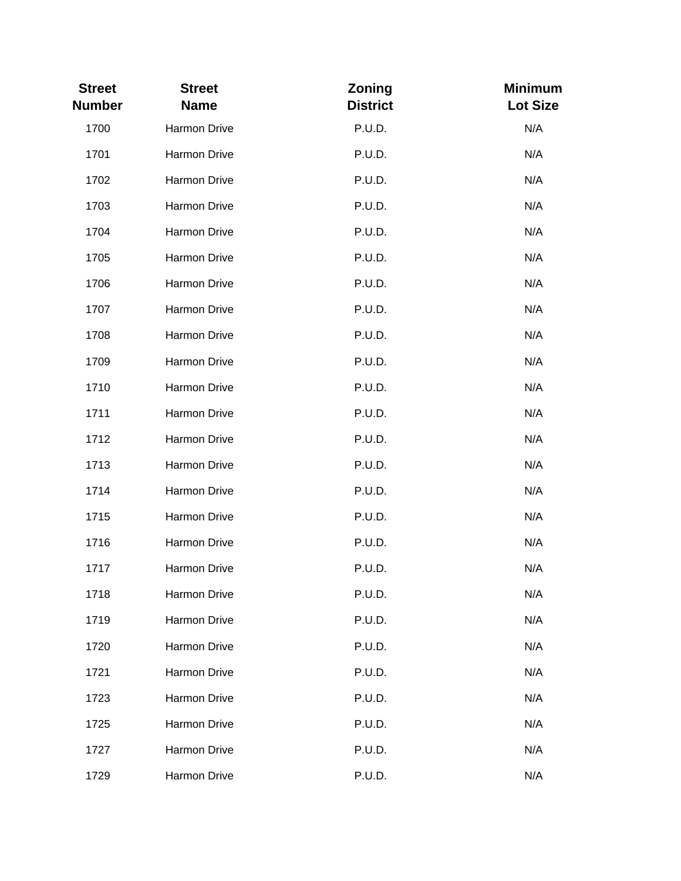| Street Number | Street Name | Zoning District | Minimum Lot Size |
| --- | --- | --- | --- |
| 1700 | Harmon Drive | P.U.D. | N/A |
| 1701 | Harmon Drive | P.U.D. | N/A |
| 1702 | Harmon Drive | P.U.D. | N/A |
| 1703 | Harmon Drive | P.U.D. | N/A |
| 1704 | Harmon Drive | P.U.D. | N/A |
| 1705 | Harmon Drive | P.U.D. | N/A |
| 1706 | Harmon Drive | P.U.D. | N/A |
| 1707 | Harmon Drive | P.U.D. | N/A |
| 1708 | Harmon Drive | P.U.D. | N/A |
| 1709 | Harmon Drive | P.U.D. | N/A |
| 1710 | Harmon Drive | P.U.D. | N/A |
| 1711 | Harmon Drive | P.U.D. | N/A |
| 1712 | Harmon Drive | P.U.D. | N/A |
| 1713 | Harmon Drive | P.U.D. | N/A |
| 1714 | Harmon Drive | P.U.D. | N/A |
| 1715 | Harmon Drive | P.U.D. | N/A |
| 1716 | Harmon Drive | P.U.D. | N/A |
| 1717 | Harmon Drive | P.U.D. | N/A |
| 1718 | Harmon Drive | P.U.D. | N/A |
| 1719 | Harmon Drive | P.U.D. | N/A |
| 1720 | Harmon Drive | P.U.D. | N/A |
| 1721 | Harmon Drive | P.U.D. | N/A |
| 1723 | Harmon Drive | P.U.D. | N/A |
| 1725 | Harmon Drive | P.U.D. | N/A |
| 1727 | Harmon Drive | P.U.D. | N/A |
| 1729 | Harmon Drive | P.U.D. | N/A |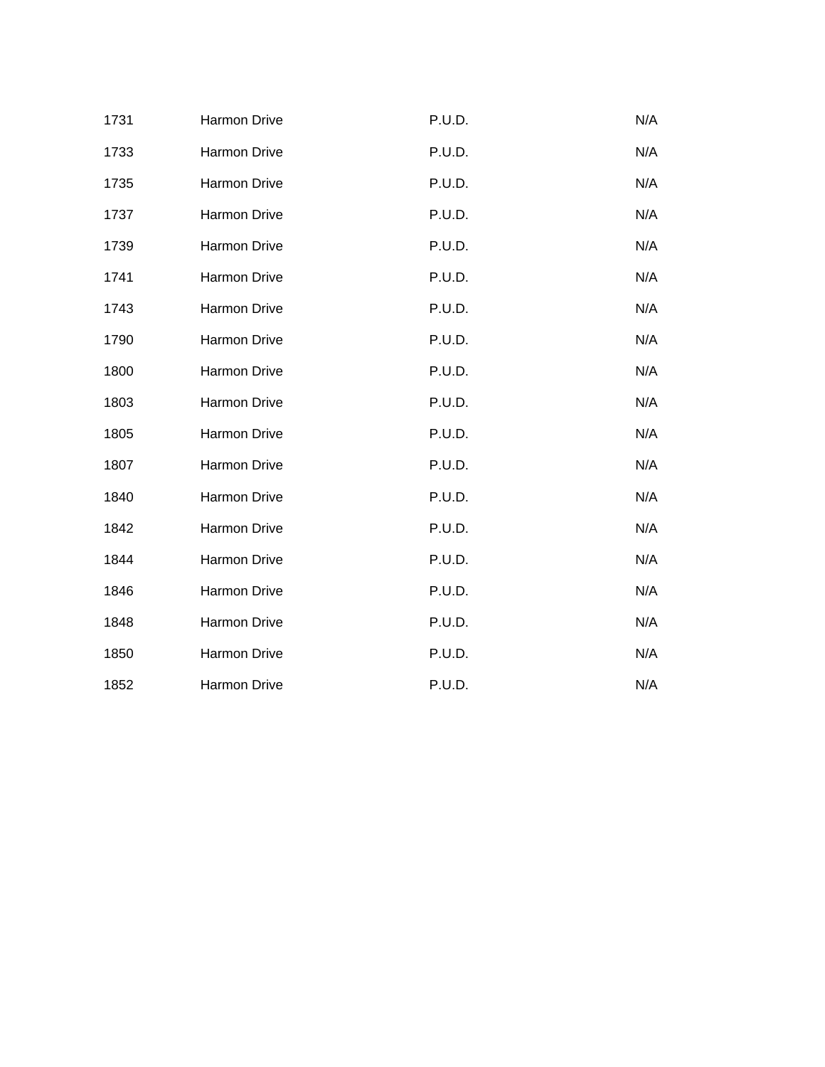| | | | |
|---|---|---|---|
| 1731 | Harmon Drive | P.U.D. | N/A |
| 1733 | Harmon Drive | P.U.D. | N/A |
| 1735 | Harmon Drive | P.U.D. | N/A |
| 1737 | Harmon Drive | P.U.D. | N/A |
| 1739 | Harmon Drive | P.U.D. | N/A |
| 1741 | Harmon Drive | P.U.D. | N/A |
| 1743 | Harmon Drive | P.U.D. | N/A |
| 1790 | Harmon Drive | P.U.D. | N/A |
| 1800 | Harmon Drive | P.U.D. | N/A |
| 1803 | Harmon Drive | P.U.D. | N/A |
| 1805 | Harmon Drive | P.U.D. | N/A |
| 1807 | Harmon Drive | P.U.D. | N/A |
| 1840 | Harmon Drive | P.U.D. | N/A |
| 1842 | Harmon Drive | P.U.D. | N/A |
| 1844 | Harmon Drive | P.U.D. | N/A |
| 1846 | Harmon Drive | P.U.D. | N/A |
| 1848 | Harmon Drive | P.U.D. | N/A |
| 1850 | Harmon Drive | P.U.D. | N/A |
| 1852 | Harmon Drive | P.U.D. | N/A |